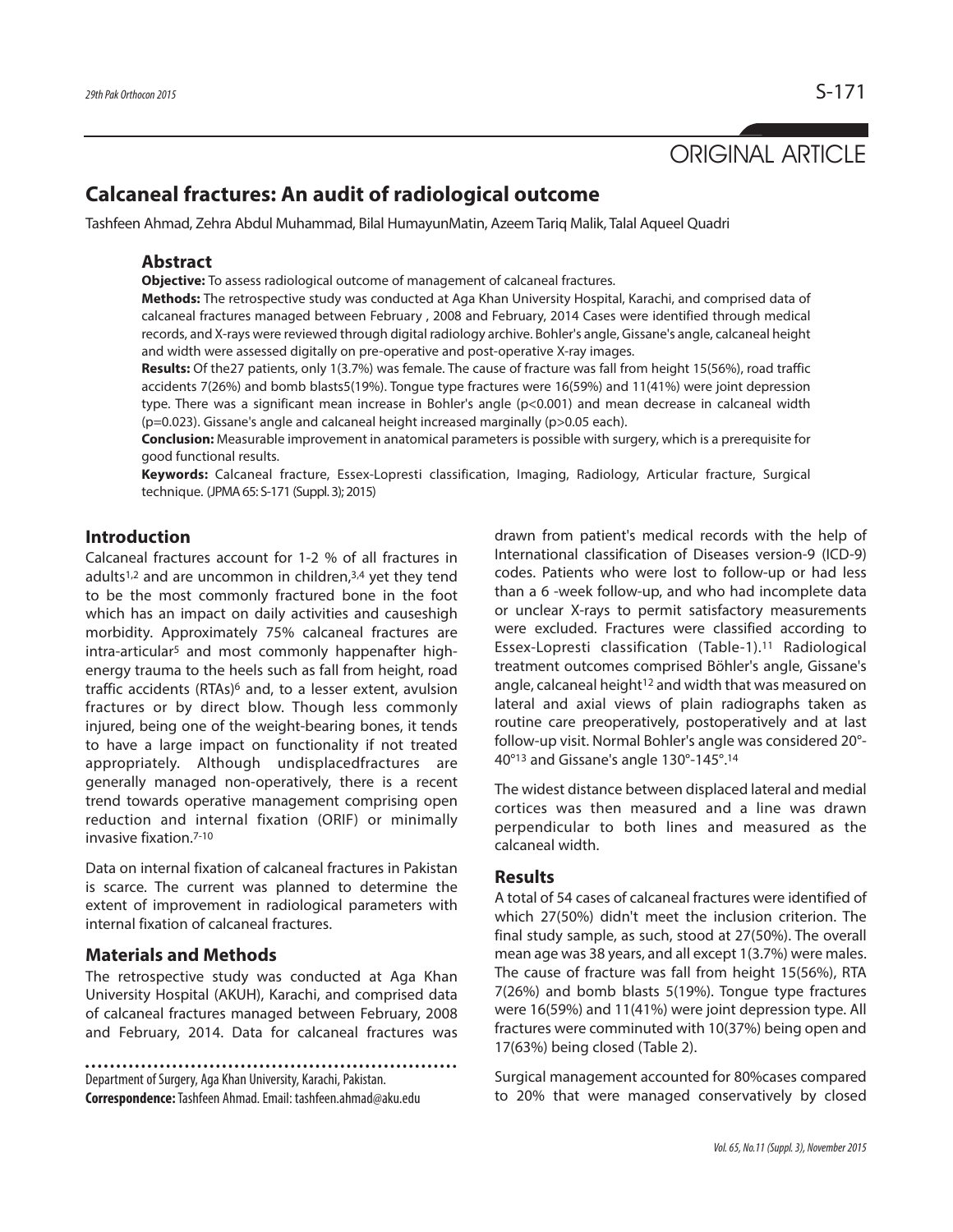ORIGINAL ARTICLE

# Calcaneal fractures: An audit of radiological outcome

Tashfeen Ahmad, Zehra Abdul Muhammad, Bilal HumayunMatin, Azeem Tariq Malik, Talal Aqueel Quadri

## Abstract

**Objective:** To assess radiological outcome of management of calcaneal fractures.

**Methods:** The retrospective study was conducted at Aga Khan University Hospital, Karachi, and comprised data of calcaneal fractures managed between February , 2008 and February, 2014 Cases were identified through medical records, and X-rays were reviewed through digital radiology archive. Bohler's angle, Gissane's angle, calcaneal height and width were assessed digitally on pre-operative and post-operative X-ray images.

**Results:** Of the27 patients, only 1(3.7%) was female. The cause of fracture was fall from height 15(56%), road traffic accidents 7(26%) and bomb blasts5(19%). Tongue type fractures were 16(59%) and 11(41%) were joint depression type. There was a significant mean increase in Bohler's angle ($p<0.001$) and mean decrease in calcaneal width ($p=0.023$). Gissane's angle and calcaneal height increased marginally ($p>0.05$ each).

**Conclusion:** Measurable improvement in anatomical parameters is possible with surgery, which is a prerequisite for good functional results.

**Keywords:** Calcaneal fracture, Essex-Lopresti classification, Imaging, Radiology, Articular fracture, Surgical technique. (JPMA 65: S-171 (Suppl. 3); 2015)

## Introduction

Calcaneal fractures account for 1-2 % of all fractures in adults[1,2] and are uncommon in children,[3,4] yet they tend to be the most commonly fractured bone in the foot which has an impact on daily activities and causeshigh morbidity. Approximately 75% calcaneal fractures are intra-articular[5] and most commonly happenafter high-energy trauma to the heels such as fall from height, road traffic accidents (RTAs)[6] and, to a lesser extent, avulsion fractures or by direct blow. Though less commonly injured, being one of the weight-bearing bones, it tends to have a large impact on functionality if not treated appropriately. Although undisplacedfractures are generally managed non-operatively, there is a recent trend towards operative management comprising open reduction and internal fixation (ORIF) or minimally invasive fixation.[7-10]

Data on internal fixation of calcaneal fractures in Pakistan is scarce. The current was planned to determine the extent of improvement in radiological parameters with internal fixation of calcaneal fractures.

## Materials and Methods

The retrospective study was conducted at Aga Khan University Hospital (AKUH), Karachi, and comprised data of calcaneal fractures managed between February, 2008 and February, 2014. Data for calcaneal fractures was drawn from patient's medical records with the help of International classification of Diseases version-9 (ICD-9) codes. Patients who were lost to follow-up or had less than a 6 -week follow-up, and who had incomplete data or unclear X-rays to permit satisfactory measurements were excluded. Fractures were classified according to Essex-Lopresti classification (Table-1).[11] Radiological treatment outcomes comprised Böhler's angle, Gissane's angle, calcaneal height[12] and width that was measured on lateral and axial views of plain radiographs taken as routine care preoperatively, postoperatively and at last follow-up visit. Normal Bohler's angle was considered 20°-40°[13] and Gissane's angle 130°-145°.[14]

The widest distance between displaced lateral and medial cortices was then measured and a line was drawn perpendicular to both lines and measured as the calcaneal width.

## Results

A total of 54 cases of calcaneal fractures were identified of which 27(50%) didn't meet the inclusion criterion. The final study sample, as such, stood at 27(50%). The overall mean age was 38 years, and all except 1(3.7%) were males. The cause of fracture was fall from height 15(56%), RTA 7(26%) and bomb blasts 5(19%). Tongue type fractures were 16(59%) and 11(41%) were joint depression type. All fractures were comminuted with 10(37%) being open and 17(63%) being closed (Table 2).

Surgical management accounted for 80%cases compared to 20% that were managed conservatively by closed

Department of Surgery, Aga Khan University, Karachi, Pakistan.

**Correspondence:** Tashfeen Ahmad. Email: tashfeen.ahmad@aku.edu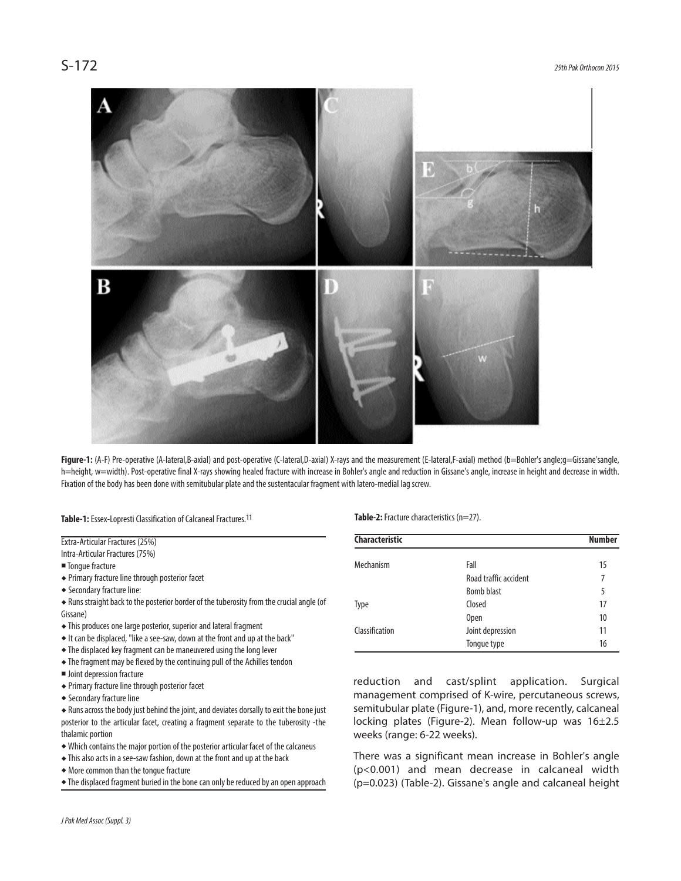**Figure-1:** (A-F) Pre-operative (A-lateral,B-axial) and post-operative (C-lateral,D-axial) X-rays and the measurement (E-lateral,F-axial) method (b=Bohler's angle;g=Gissane'sangle, h=height, w=width). Post-operative final X-rays showing healed fracture with increase in Bohler's angle and reduction in Gissane's angle, increase in height and decrease in width. Fixation of the body has been done with semitubular plate and the sustentacular fragment with latero-medial lag screw.

**Table-1:** Essex-Lopresti Classification of Calcaneal Fractures.[11]

Extra-Articular Fractures (25%)

Intra-Articular Fractures (75%)

- Tongue fracture
  - Primary fracture line through posterior facet
  - Secondary fracture line:
  - Runs straight back to the posterior border of the tuberosity from the crucial angle (of Gissane)
  - This produces one large posterior, superior and lateral fragment
  - It can be displaced, "like a see-saw, down at the front and up at the back"
  - The displaced key fragment can be maneuvered using the long lever
  - The fragment may be flexed by the continuing pull of the Achilles tendon
- Joint depression fracture
  - Primary fracture line through posterior facet
  - Secondary fracture line
  - Runs across the body just behind the joint, and deviates dorsally to exit the bone just posterior to the articular facet, creating a fragment separate to the tuberosity -the thalamic portion
  - Which contains the major portion of the posterior articular facet of the calcaneus
  - This also acts in a see-saw fashion, down at the front and up at the back
  - More common than the tongue fracture
  - The displaced fragment buried in the bone can only be reduced by an open approach

**Table-2:** Fracture characteristics (n=27).

| Characteristic | | Number |
|---|---|---|
| Mechanism | Fall | 15 |
| | Road traffic accident | 7 |
| | Bomb blast | 5 |
| Type | Closed | 17 |
| | Open | 10 |
| Classification | Joint depression | 11 |
| | Tongue type | 16 |

reduction and cast/splint application. Surgical management comprised of K-wire, percutaneous screws, semitubular plate (Figure-1), and, more recently, calcaneal locking plates (Figure-2). Mean follow-up was 16±2.5 weeks (range: 6-22 weeks).

There was a significant mean increase in Bohler's angle ($p<0.001$) and mean decrease in calcaneal width ($p=0.023$) (Table-2). Gissane's angle and calcaneal height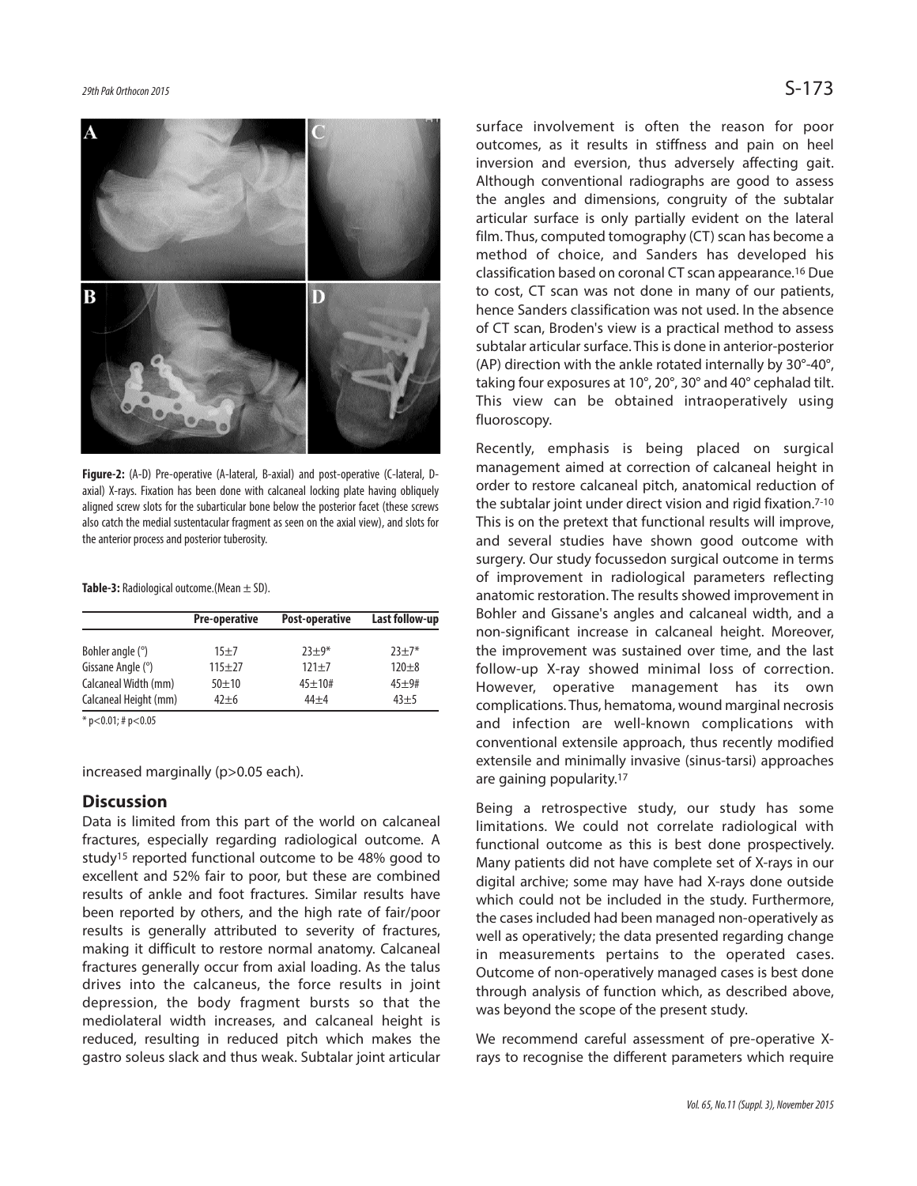**Figure-2:** (A-D) Pre-operative (A-lateral, B-axial) and post-operative (C-lateral, D-axial) X-rays. Fixation has been done with calcaneal locking plate having obliquely aligned screw slots for the subarticular bone below the posterior facet (these screws also catch the medial sustentacular fragment as seen on the axial view), and slots for the anterior process and posterior tuberosity.

**Table-3:** Radiological outcome.(Mean ± SD).

| | Pre-operative | Post-operative | Last follow-up |
|---|---|---|---|
| Bohler angle (°) | 15±7 | 23±9* | 23±7* |
| Gissane Angle (°) | 115±27 | 121±7 | 120±8 |
| Calcaneal Width (mm) | 50±10 | 45±10# | 45±9# |
| Calcaneal Height (mm) | 42±6 | 44±4 | 43±5 |

\* p<0.01; # p<0.05

increased marginally (p>0.05 each).

## Discussion

Data is limited from this part of the world on calcaneal fractures, especially regarding radiological outcome. A study[15] reported functional outcome to be 48% good to excellent and 52% fair to poor, but these are combined results of ankle and foot fractures. Similar results have been reported by others, and the high rate of fair/poor results is generally attributed to severity of fractures, making it difficult to restore normal anatomy. Calcaneal fractures generally occur from axial loading. As the talus drives into the calcaneus, the force results in joint depression, the body fragment bursts so that the mediolateral width increases, and calcaneal height is reduced, resulting in reduced pitch which makes the gastro soleus slack and thus weak. Subtalar joint articular surface involvement is often the reason for poor outcomes, as it results in stiffness and pain on heel inversion and eversion, thus adversely affecting gait. Although conventional radiographs are good to assess the angles and dimensions, congruity of the subtalar articular surface is only partially evident on the lateral film. Thus, computed tomography (CT) scan has become a method of choice, and Sanders has developed his classification based on coronal CT scan appearance.[16] Due to cost, CT scan was not done in many of our patients, hence Sanders classification was not used. In the absence of CT scan, Broden's view is a practical method to assess subtalar articular surface. This is done in anterior-posterior (AP) direction with the ankle rotated internally by 30°-40°, taking four exposures at 10°, 20°, 30° and 40° cephalad tilt. This view can be obtained intraoperatively using fluoroscopy.

Recently, emphasis is being placed on surgical management aimed at correction of calcaneal height in order to restore calcaneal pitch, anatomical reduction of the subtalar joint under direct vision and rigid fixation.[7-10] This is on the pretext that functional results will improve, and several studies have shown good outcome with surgery. Our study focussedon surgical outcome in terms of improvement in radiological parameters reflecting anatomic restoration. The results showed improvement in Bohler and Gissane's angles and calcaneal width, and a non-significant increase in calcaneal height. Moreover, the improvement was sustained over time, and the last follow-up X-ray showed minimal loss of correction. However, operative management has its own complications. Thus, hematoma, wound marginal necrosis and infection are well-known complications with conventional extensile approach, thus recently modified extensile and minimally invasive (sinus-tarsi) approaches are gaining popularity.[17]

Being a retrospective study, our study has some limitations. We could not correlate radiological with functional outcome as this is best done prospectively. Many patients did not have complete set of X-rays in our digital archive; some may have had X-rays done outside which could not be included in the study. Furthermore, the cases included had been managed non-operatively as well as operatively; the data presented regarding change in measurements pertains to the operated cases. Outcome of non-operatively managed cases is best done through analysis of function which, as described above, was beyond the scope of the present study.

We recommend careful assessment of pre-operative X-rays to recognise the different parameters which require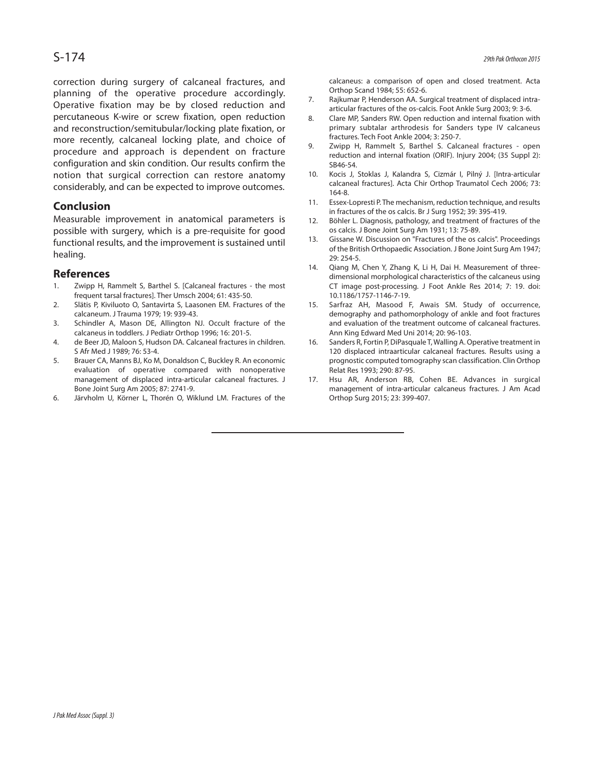correction during surgery of calcaneal fractures, and planning of the operative procedure accordingly. Operative fixation may be by closed reduction and percutaneous K-wire or screw fixation, open reduction and reconstruction/semitubular/locking plate fixation, or more recently, calcaneal locking plate, and choice of procedure and approach is dependent on fracture configuration and skin condition. Our results confirm the notion that surgical correction can restore anatomy considerably, and can be expected to improve outcomes.

## Conclusion

Measurable improvement in anatomical parameters is possible with surgery, which is a pre-requisite for good functional results, and the improvement is sustained until healing.

## References

1. Zwipp H, Rammelt S, Barthel S. [Calcaneal fractures - the most frequent tarsal fractures]. Ther Umsch 2004; 61: 435-50.
2. Slätis P, Kiviluoto O, Santavirta S, Laasonen EM. Fractures of the calcaneum. J Trauma 1979; 19: 939-43.
3. Schindler A, Mason DE, Allington NJ. Occult fracture of the calcaneus in toddlers. J Pediatr Orthop 1996; 16: 201-5.
4. de Beer JD, Maloon S, Hudson DA. Calcaneal fractures in children. S Afr Med J 1989; 76: 53-4.
5. Brauer CA, Manns BJ, Ko M, Donaldson C, Buckley R. An economic evaluation of operative compared with nonoperative management of displaced intra-articular calcaneal fractures. J Bone Joint Surg Am 2005; 87: 2741-9.
6. Järvholm U, Körner L, Thorén O, Wiklund LM. Fractures of the calcaneus: a comparison of open and closed treatment. Acta Orthop Scand 1984; 55: 652-6.
7. Rajkumar P, Henderson AA. Surgical treatment of displaced intra-articular fractures of the os-calcis. Foot Ankle Surg 2003; 9: 3-6.
8. Clare MP, Sanders RW. Open reduction and internal fixation with primary subtalar arthrodesis for Sanders type IV calcaneus fractures. Tech Foot Ankle 2004; 3: 250-7.
9. Zwipp H, Rammelt S, Barthel S. Calcaneal fractures - open reduction and internal fixation (ORIF). Injury 2004; (35 Suppl 2): SB46-54.
10. Kocis J, Stoklas J, Kalandra S, Cizmár I, Pilný J. [Intra-articular calcaneal fractures]. Acta Chir Orthop Traumatol Cech 2006; 73: 164-8.
11. Essex-Lopresti P. The mechanism, reduction technique, and results in fractures of the os calcis. Br J Surg 1952; 39: 395-419.
12. Böhler L. Diagnosis, pathology, and treatment of fractures of the os calcis. J Bone Joint Surg Am 1931; 13: 75-89.
13. Gissane W. Discussion on "Fractures of the os calcis". Proceedings of the British Orthopaedic Association. J Bone Joint Surg Am 1947; 29: 254-5.
14. Qiang M, Chen Y, Zhang K, Li H, Dai H. Measurement of three-dimensional morphological characteristics of the calcaneus using CT image post-processing. J Foot Ankle Res 2014; 7: 19. doi: 10.1186/1757-1146-7-19.
15. Sarfraz AH, Masood F, Awais SM. Study of occurrence, demography and pathomorphology of ankle and foot fractures and evaluation of the treatment outcome of calcaneal fractures. Ann King Edward Med Uni 2014; 20: 96-103.
16. Sanders R, Fortin P, DiPasquale T, Walling A. Operative treatment in 120 displaced intraarticular calcaneal fractures. Results using a prognostic computed tomography scan classification. Clin Orthop Relat Res 1993; 290: 87-95.
17. Hsu AR, Anderson RB, Cohen BE. Advances in surgical management of intra-articular calcaneus fractures. J Am Acad Orthop Surg 2015; 23: 399-407.